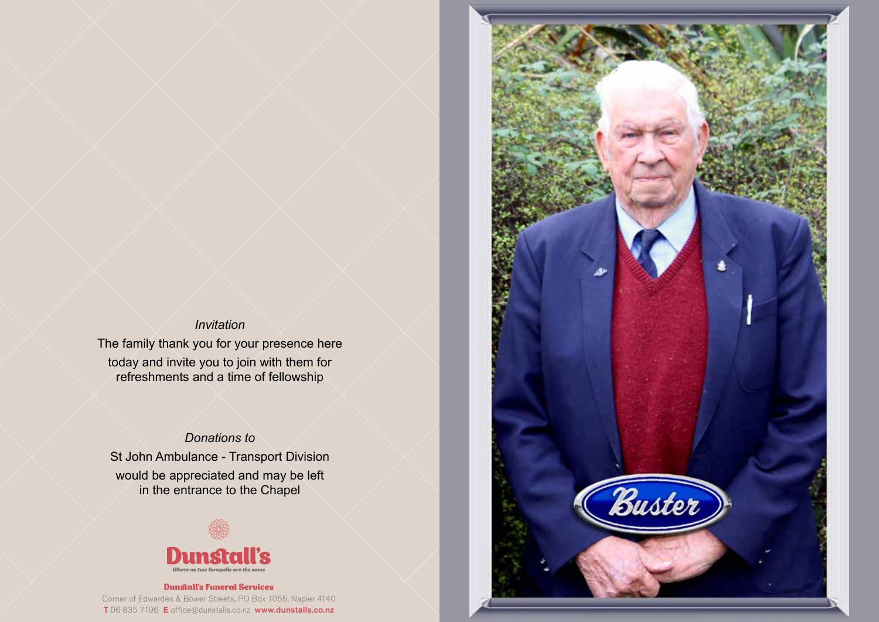*Invitation*

The family thank you for your presence here today and invite you to join with them for refreshments and a time of fellowship

*Donations to*

St John Ambulance - Transport Division would be appreciated and may be left in the entrance to the Chapel

**Dunstall's**

*Where no two farewells are the same*

**Dunstall's Funeral Services**

Corner of Edwardes & Bower Streets, PO Box 1055, Napier 4140

**T** 06 835 7196 **E** office@dunstalls.co.nz **www.dunstalls.co.nz**

Buster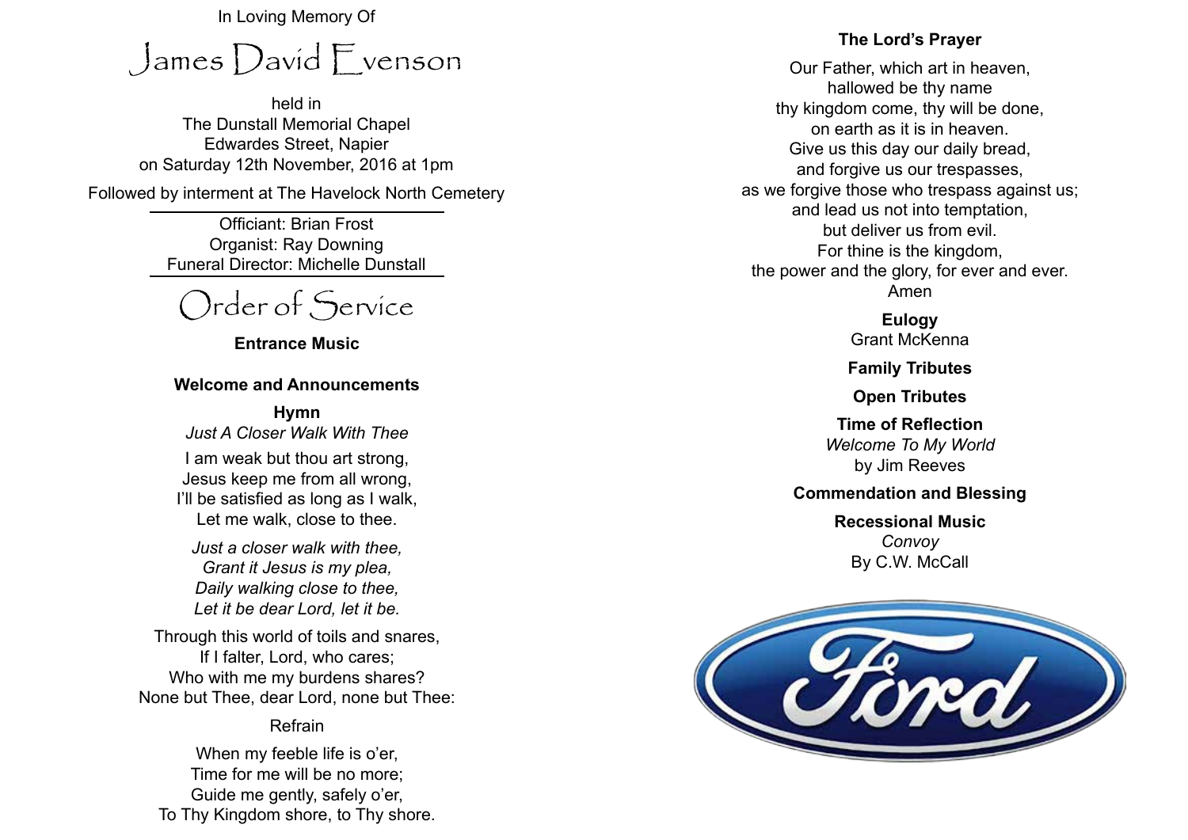In Loving Memory Of

# James David Evenson

held in
The Dunstall Memorial Chapel
Edwardes Street, Napier
on Saturday 12th November, 2016 at 1pm

Followed by interment at The Havelock North Cemetery

Officiant: Brian Frost
Organist: Ray Downing
Funeral Director: Michelle Dunstall

## Order of Service

**Entrance Music**

**Welcome and Announcements**

**Hymn**
*Just A Closer Walk With Thee*

I am weak but thou art strong,
Jesus keep me from all wrong,
I'll be satisfied as long as I walk,
Let me walk, close to thee.

*Just a closer walk with thee,*
*Grant it Jesus is my plea,*
*Daily walking close to thee,*
*Let it be dear Lord, let it be.*

Through this world of toils and snares,
If I falter, Lord, who cares;
Who with me my burdens shares?
None but Thee, dear Lord, none but Thee:

Refrain

When my feeble life is o'er,
Time for me will be no more;
Guide me gently, safely o'er,
To Thy Kingdom shore, to Thy shore.

**The Lord's Prayer**

Our Father, which art in heaven,
hallowed be thy name
thy kingdom come, thy will be done,
on earth as it is in heaven.
Give us this day our daily bread,
and forgive us our trespasses,
as we forgive those who trespass against us;
and lead us not into temptation,
but deliver us from evil.
For thine is the kingdom,
the power and the glory, for ever and ever.
Amen

**Eulogy**
Grant McKenna

**Family Tributes**

**Open Tributes**

**Time of Reflection**
*Welcome To My World*
by Jim Reeves

**Commendation and Blessing**

**Recessional Music**
*Convoy*
By C.W. McCall